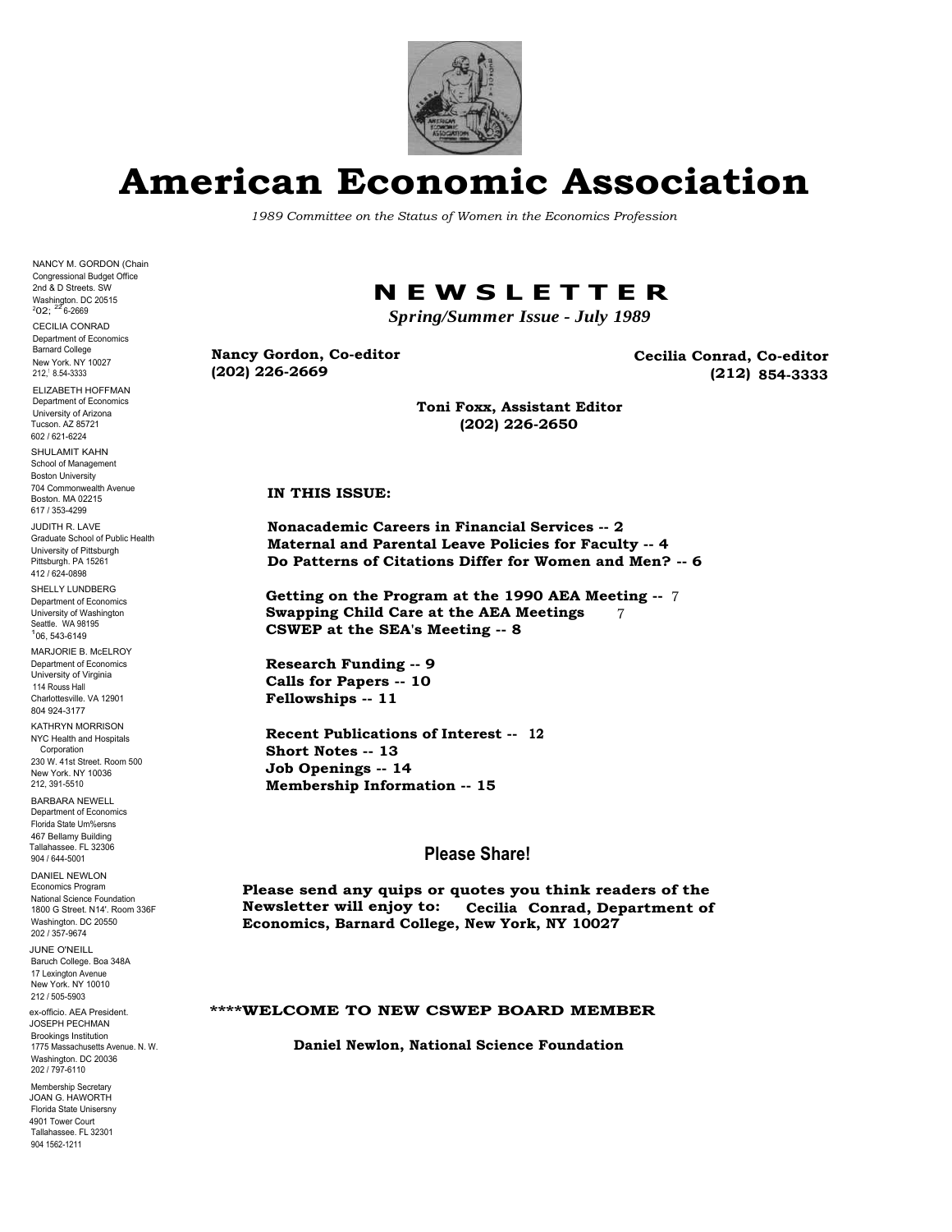# American Economic Association

*1989 Committee on the Status of Women in the Economics Profession*

NANCY M. GORDON (Chain
Congressional Budget Office
2nd & D Streets. SW
Washington. DC 20515
202; 226-2669

CECILIA CONRAD
Department of Economics
Barnard College
New York. NY 10027
212, 8.54-3333

ELIZABETH HOFFMAN
Department of Economics
University of Arizona
Tucson. AZ 85721
602 / 621-6224

SHULAMIT KAHN
School of Management
Boston University
704 Commonwealth Avenue
Boston. MA 02215
617 / 353-4299

JUDITH R. LAVE
Graduate School of Public Health
University of Pittsburgh
Pittsburgh. PA 15261
412 / 624-0898

SHELLY LUNDBERG
Department of Economics
University of Washington
Seattle. WA 98195
206, 543-6149

MARJORIE B. McELROY
Department of Economics
University of Virginia
114 Rouss Hall
Charlottesville. VA 12901
804 924-3177

KATHRYN MORRISON
NYC Health and Hospitals Corporation
230 W. 41st Street. Room 500
New York. NY 10036
212, 391-5510

BARBARA NEWELL
Department of Economics
Florida State Um%ersns
467 Bellamy Building
Tallahassee. FL 32306
904 / 644-5001

DANIEL NEWLON
Economics Program
National Science Foundation
1800 G Street. N14'. Room 336F
Washington. DC 20550
202 / 357-9674

JUNE O'NEILL
Baruch College. Boa 348A
17 Lexington Avenue
New York. NY 10010
212 / 505-5903

ex-officio. AEA President.
JOSEPH PECHMAN
Brookings Institution
1775 Massachusetts Avenue. N. W.
Washington. DC 20036
202 / 797-6110

Membership Secretary
JOAN G. HAWORTH
Florida State Unisersny
4901 Tower Court
Tallahassee. FL 32301
904 1562-1211

## NEWSLETTER

***Spring/Summer Issue - July 1989***

**Nancy Gordon, Co-editor**
**(202) 226-2669**

**Cecilia Conrad, Co-editor**
**(212) 854-3333**

**Toni Foxx, Assistant Editor**
**(202) 226-2650**

**IN THIS ISSUE:**

**Nonacademic Careers in Financial Services -- 2**
**Maternal and Parental Leave Policies for Faculty -- 4**
**Do Patterns of Citations Differ for Women and Men? -- 6**

**Getting on the Program at the 1990 AEA Meeting -- 7**
**Swapping Child Care at the AEA Meetings 7**
**CSWEP at the SEA's Meeting -- 8**

**Research Funding -- 9**
**Calls for Papers -- 10**
**Fellowships -- 11**

**Recent Publications of Interest -- 12**
**Short Notes -- 13**
**Job Openings -- 14**
**Membership Information -- 15**

### Please Share!

**Please send any quips or quotes you think readers of the Newsletter will enjoy to: Cecilia Conrad, Department of Economics, Barnard College, New York, NY 10027**

**\*\*\*\*WELCOME TO NEW CSWEP BOARD MEMBER**

**Daniel Newlon, National Science Foundation**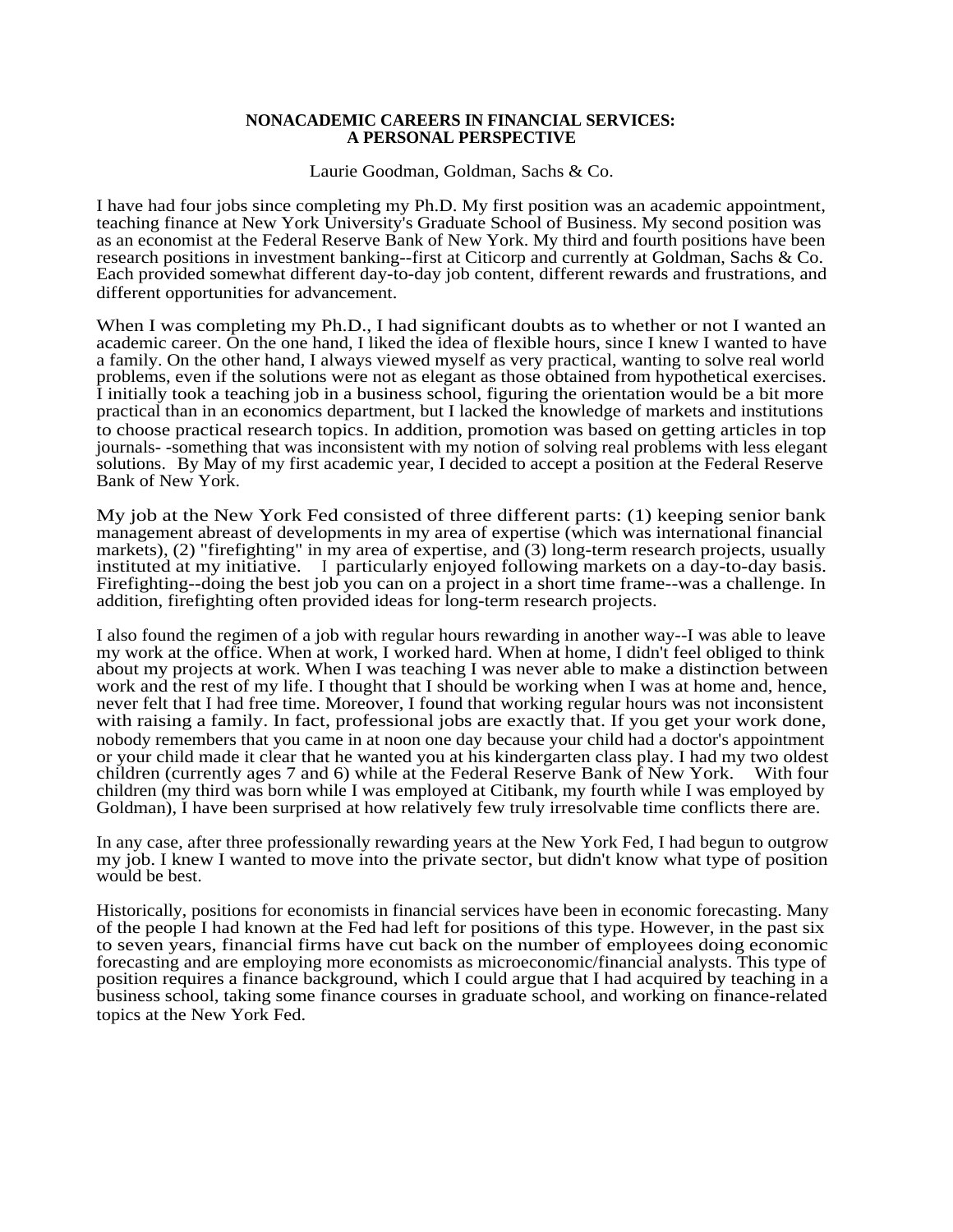**NONACADEMIC CAREERS IN FINANCIAL SERVICES:
A PERSONAL PERSPECTIVE**

Laurie Goodman, Goldman, Sachs & Co.

I have had four jobs since completing my Ph.D. My first position was an academic appointment, teaching finance at New York University's Graduate School of Business. My second position was as an economist at the Federal Reserve Bank of New York. My third and fourth positions have been research positions in investment banking--first at Citicorp and currently at Goldman, Sachs & Co. Each provided somewhat different day-to-day job content, different rewards and frustrations, and different opportunities for advancement.

When I was completing my Ph.D., I had significant doubts as to whether or not I wanted an academic career. On the one hand, I liked the idea of flexible hours, since I knew I wanted to have a family. On the other hand, I always viewed myself as very practical, wanting to solve real world problems, even if the solutions were not as elegant as those obtained from hypothetical exercises. I initially took a teaching job in a business school, figuring the orientation would be a bit more practical than in an economics department, but I lacked the knowledge of markets and institutions to choose practical research topics. In addition, promotion was based on getting articles in top journals- -something that was inconsistent with my notion of solving real problems with less elegant solutions. By May of my first academic year, I decided to accept a position at the Federal Reserve Bank of New York.

My job at the New York Fed consisted of three different parts: (1) keeping senior bank management abreast of developments in my area of expertise (which was international financial markets), (2) "firefighting" in my area of expertise, and (3) long-term research projects, usually instituted at my initiative. I particularly enjoyed following markets on a day-to-day basis. Firefighting--doing the best job you can on a project in a short time frame--was a challenge. In addition, firefighting often provided ideas for long-term research projects.

I also found the regimen of a job with regular hours rewarding in another way--I was able to leave my work at the office. When at work, I worked hard. When at home, I didn't feel obliged to think about my projects at work. When I was teaching I was never able to make a distinction between work and the rest of my life. I thought that I should be working when I was at home and, hence, never felt that I had free time. Moreover, I found that working regular hours was not inconsistent with raising a family. In fact, professional jobs are exactly that. If you get your work done, nobody remembers that you came in at noon one day because your child had a doctor's appointment or your child made it clear that he wanted you at his kindergarten class play. I had my two oldest children (currently ages 7 and 6) while at the Federal Reserve Bank of New York. With four children (my third was born while I was employed at Citibank, my fourth while I was employed by Goldman), I have been surprised at how relatively few truly irresolvable time conflicts there are.

In any case, after three professionally rewarding years at the New York Fed, I had begun to outgrow my job. I knew I wanted to move into the private sector, but didn't know what type of position would be best.

Historically, positions for economists in financial services have been in economic forecasting. Many of the people I had known at the Fed had left for positions of this type. However, in the past six to seven years, financial firms have cut back on the number of employees doing economic forecasting and are employing more economists as microeconomic/financial analysts. This type of position requires a finance background, which I could argue that I had acquired by teaching in a business school, taking some finance courses in graduate school, and working on finance-related topics at the New York Fed.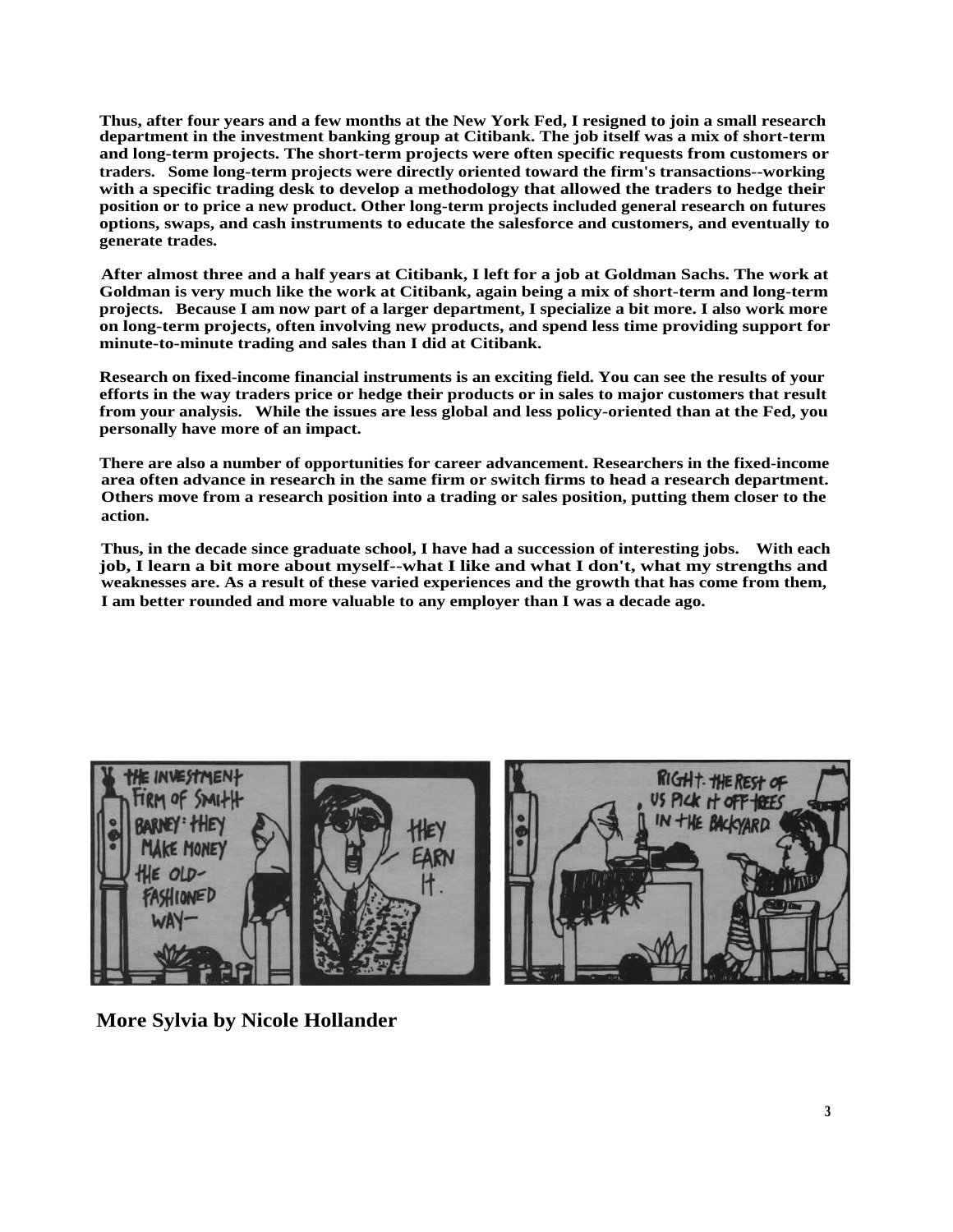Thus, after four years and a few months at the New York Fed, I resigned to join a small research department in the investment banking group at Citibank. The job itself was a mix of short-term and long-term projects. The short-term projects were often specific requests from customers or traders. Some long-term projects were directly oriented toward the firm's transactions--working with a specific trading desk to develop a methodology that allowed the traders to hedge their position or to price a new product. Other long-term projects included general research on futures options, swaps, and cash instruments to educate the salesforce and customers, and eventually to generate trades.

After almost three and a half years at Citibank, I left for a job at Goldman Sachs. The work at Goldman is very much like the work at Citibank, again being a mix of short-term and long-term projects. Because I am now part of a larger department, I specialize a bit more. I also work more on long-term projects, often involving new products, and spend less time providing support for minute-to-minute trading and sales than I did at Citibank.

Research on fixed-income financial instruments is an exciting field. You can see the results of your efforts in the way traders price or hedge their products or in sales to major customers that result from your analysis. While the issues are less global and less policy-oriented than at the Fed, you personally have more of an impact.

There are also a number of opportunities for career advancement. Researchers in the fixed-income area often advance in research in the same firm or switch firms to head a research department. Others move from a research position into a trading or sales position, putting them closer to the action.

Thus, in the decade since graduate school, I have had a succession of interesting jobs. With each job, I learn a bit more about myself--what I like and what I don't, what my strengths and weaknesses are. As a result of these varied experiences and the growth that has come from them, I am better rounded and more valuable to any employer than I was a decade ago.

**More Sylvia by Nicole Hollander**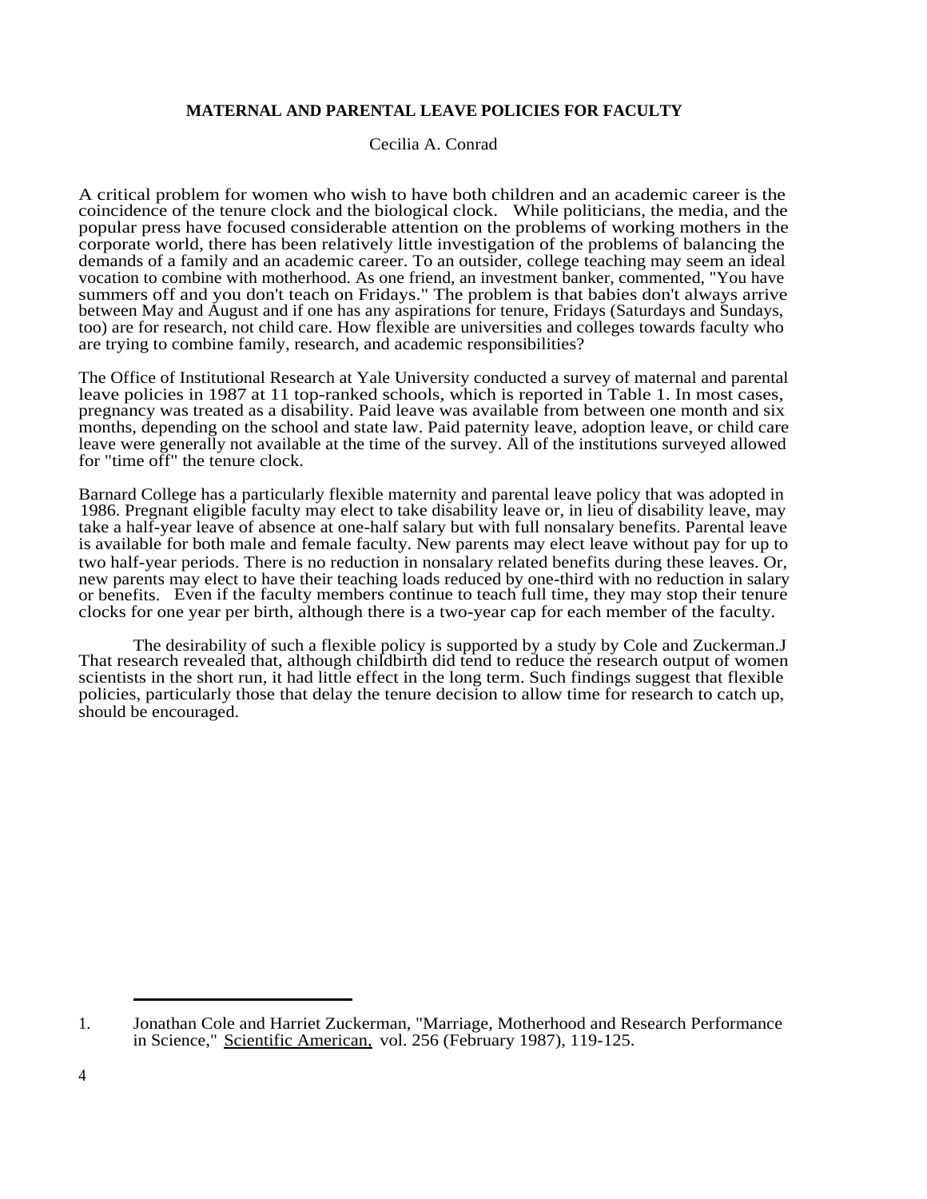## MATERNAL AND PARENTAL LEAVE POLICIES FOR FACULTY

Cecilia A. Conrad

A critical problem for women who wish to have both children and an academic career is the coincidence of the tenure clock and the biological clock. While politicians, the media, and the popular press have focused considerable attention on the problems of working mothers in the corporate world, there has been relatively little investigation of the problems of balancing the demands of a family and an academic career. To an outsider, college teaching may seem an ideal vocation to combine with motherhood. As one friend, an investment banker, commented, "You have summers off and you don't teach on Fridays." The problem is that babies don't always arrive between May and August and if one has any aspirations for tenure, Fridays (Saturdays and Sundays, too) are for research, not child care. How flexible are universities and colleges towards faculty who are trying to combine family, research, and academic responsibilities?

The Office of Institutional Research at Yale University conducted a survey of maternal and parental leave policies in 1987 at 11 top-ranked schools, which is reported in Table 1. In most cases, pregnancy was treated as a disability. Paid leave was available from between one month and six months, depending on the school and state law. Paid paternity leave, adoption leave, or child care leave were generally not available at the time of the survey. All of the institutions surveyed allowed for "time off" the tenure clock.

Barnard College has a particularly flexible maternity and parental leave policy that was adopted in 1986. Pregnant eligible faculty may elect to take disability leave or, in lieu of disability leave, may take a half-year leave of absence at one-half salary but with full nonsalary benefits. Parental leave is available for both male and female faculty. New parents may elect leave without pay for up to two half-year periods. There is no reduction in nonsalary related benefits during these leaves. Or, new parents may elect to have their teaching loads reduced by one-third with no reduction in salary or benefits. Even if the faculty members continue to teach full time, they may stop their tenure clocks for one year per birth, although there is a two-year cap for each member of the faculty.

The desirability of such a flexible policy is supported by a study by Cole and Zuckerman.[1] That research revealed that, although childbirth did tend to reduce the research output of women scientists in the short run, it had little effect in the long term. Such findings suggest that flexible policies, particularly those that delay the tenure decision to allow time for research to catch up, should be encouraged.

---

1. Jonathan Cole and Harriet Zuckerman, "Marriage, Motherhood and Research Performance in Science," Scientific American, vol. 256 (February 1987), 119-125.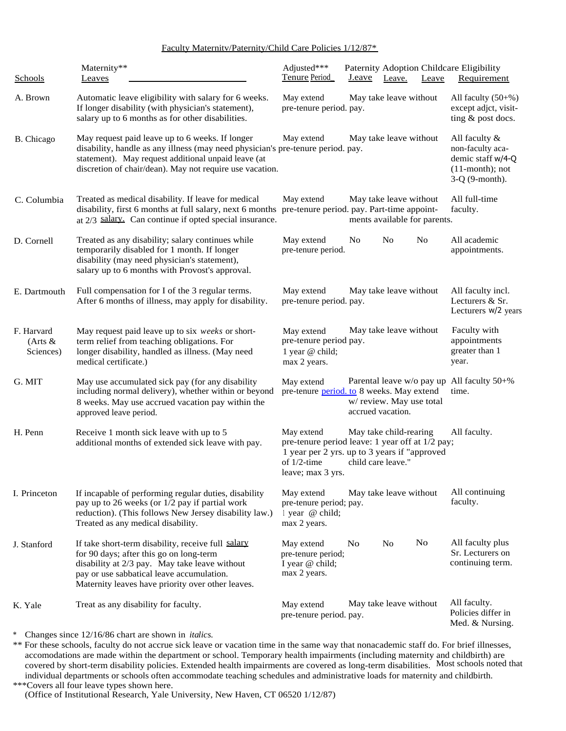Faculty Maternity/Paternity/Child Care Policies 1/12/87*

| Schools | Maternity** Leaves | Adjusted*** Tenure Period | Paternity Leave | Adoption Leave | Childcare Leave | Eligibility Requirement |
|---|---|---|---|---|---|---|
| A. Brown | Automatic leave eligibility with salary for 6 weeks. If longer disability (with physician's statement), salary up to 6 months as for other disabilities. | May extend pre-tenure period. | May take leave without pay. | | | All faculty (50+%) except adjct, visit-ting & post docs. |
| B. Chicago | May request paid leave up to 6 weeks. If longer disability, handle as any illness (may need physician's statement). May request additional unpaid leave (at discretion of chair/dean). May not require use vacation. | May extend pre-tenure period. | May take leave without pay. | | | All faculty & non-faculty aca-demic staff w/4-Q (11-month); not 3-Q (9-month). |
| C. Columbia | Treated as medical disability. If leave for medical disability, first 6 months at full salary, next 6 months at 2/3 salary. Can continue if opted special insurance. | May extend pre-tenure period. | May take leave without pay. Part-time appoint-ments available for parents. | | | All full-time faculty. |
| D. Cornell | Treated as any disability; salary continues while temporarily disabled for 1 month. If longer disability (may need physician's statement), salary up to 6 months with Provost's approval. | May extend pre-tenure period. | No | No | No | All academic appointments. |
| E. Dartmouth | Full compensation for I of the 3 regular terms. After 6 months of illness, may apply for disability. | May extend pre-tenure period. | May take leave without pay. | | | All faculty incl. Lecturers & Sr. Lecturers w/2 years |
| F. Harvard (Arts & Sciences) | May request paid leave up to six *weeks* or short-term relief from teaching obligations. For longer disability, handled as illness. (May need medical certificate.) | May extend pre-tenure period 1 year @ child; max 2 years. | May take leave without pay. | | | Faculty with appointments greater than 1 year. |
| G. MIT | May use accumulated sick pay (for any disability including normal delivery), whether within or beyond 8 weeks. May use accrued vacation pay within the approved leave period. | May extend pre-tenure period. | Parental leave w/o pay up to 8 weeks. May extend w/ review. May use total accrued vacation. | | | All faculty 50+% time. |
| H. Penn | Receive 1 month sick leave with up to 5 additional months of extended sick leave with pay. | May extend pre-tenure period 1 year per 2 yrs. of 1/2-time leave; max 3 yrs. | May take child-rearing leave: 1 year off at 1/2 pay; up to 3 years if "approved child care leave." | | | All faculty. |
| I. Princeton | If incapable of performing regular duties, disability pay up to 26 weeks (or 1/2 pay if partial work reduction). (This follows New Jersey disability law.) Treated as any medical disability. | May extend pre-tenure period; 1 year @ child; max 2 years. | May take leave without pay. | | | All continuing faculty. |
| J. Stanford | If take short-term disability, receive full salary for 90 days; after this go on long-term disability at 2/3 pay. May take leave without pay or use sabbatical leave accumulation. Maternity leaves have priority over other leaves. | May extend pre-tenure period; I year @ child; max 2 years. | No | No | No | All faculty plus Sr. Lecturers on continuing term. |
| K. Yale | Treat as any disability for faculty. | May extend pre-tenure period. | May take leave without pay. | | | All faculty. Policies differ in Med. & Nursing. |

\* Changes since 12/16/86 chart are shown in *italics.*

** For these schools, faculty do not accrue sick leave or vacation time in the same way that nonacademic staff do. For brief illnesses, accomodations are made within the department or school. Temporary health impairments (including maternity and childbirth) are covered by short-term disability policies. Extended health impairments are covered as long-term disabilities. Most schools noted that individual departments or schools often accommodate teaching schedules and administrative loads for maternity and childbirth.

***Covers all four leave types shown here.

(Office of Institutional Research, Yale University, New Haven, CT 06520 1/12/87)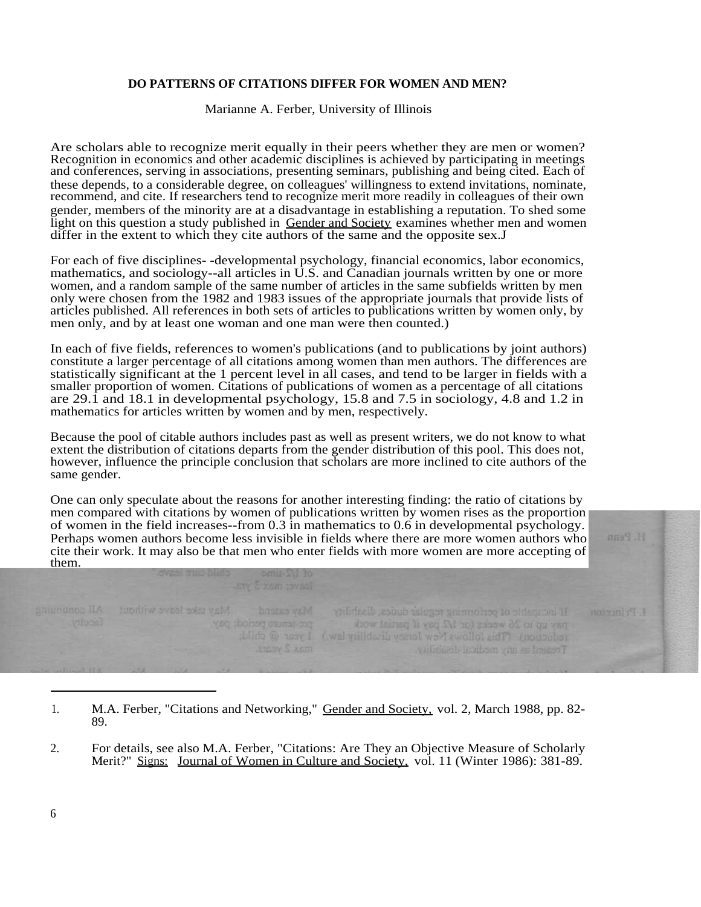**DO PATTERNS OF CITATIONS DIFFER FOR WOMEN AND MEN?**

Marianne A. Ferber, University of Illinois

Are scholars able to recognize merit equally in their peers whether they are men or women? Recognition in economics and other academic disciplines is achieved by participating in meetings and conferences, serving in associations, presenting seminars, publishing and being cited. Each of these depends, to a considerable degree, on colleagues' willingness to extend invitations, nominate, recommend, and cite. If researchers tend to recognize merit more readily in colleagues of their own gender, members of the minority are at a disadvantage in establishing a reputation. To shed some light on this question a study published in Gender and Society examines whether men and women differ in the extent to which they cite authors of the same and the opposite sex.J

For each of five disciplines- -developmental psychology, financial economics, labor economics, mathematics, and sociology--all articles in U.S. and Canadian journals written by one or more women, and a random sample of the same number of articles in the same subfields written by men only were chosen from the 1982 and 1983 issues of the appropriate journals that provide lists of articles published. All references in both sets of articles to publications written by women only, by men only, and by at least one woman and one man were then counted.)

In each of five fields, references to women's publications (and to publications by joint authors) constitute a larger percentage of all citations among women than men authors. The differences are statistically significant at the 1 percent level in all cases, and tend to be larger in fields with a smaller proportion of women. Citations of publications of women as a percentage of all citations are 29.1 and 18.1 in developmental psychology, 15.8 and 7.5 in sociology, 4.8 and 1.2 in mathematics for articles written by women and by men, respectively.

Because the pool of citable authors includes past as well as present writers, we do not know to what extent the distribution of citations departs from the gender distribution of this pool. This does not, however, influence the principle conclusion that scholars are more inclined to cite authors of the same gender.

One can only speculate about the reasons for another interesting finding: the ratio of citations by men compared with citations by women of publications written by women rises as the proportion of women in the field increases--from 0.3 in mathematics to 0.6 in developmental psychology. Perhaps women authors become less invisible in fields where there are more women authors who cite their work. It may also be that men who enter fields with more women are more accepting of them.

---

1. M.A. Ferber, "Citations and Networking," Gender and Society, vol. 2, March 1988, pp. 82-89.

2. For details, see also M.A. Ferber, "Citations: Are They an Objective Measure of Scholarly Merit?" Signs: Journal of Women in Culture and Society, vol. 11 (Winter 1986): 381-89.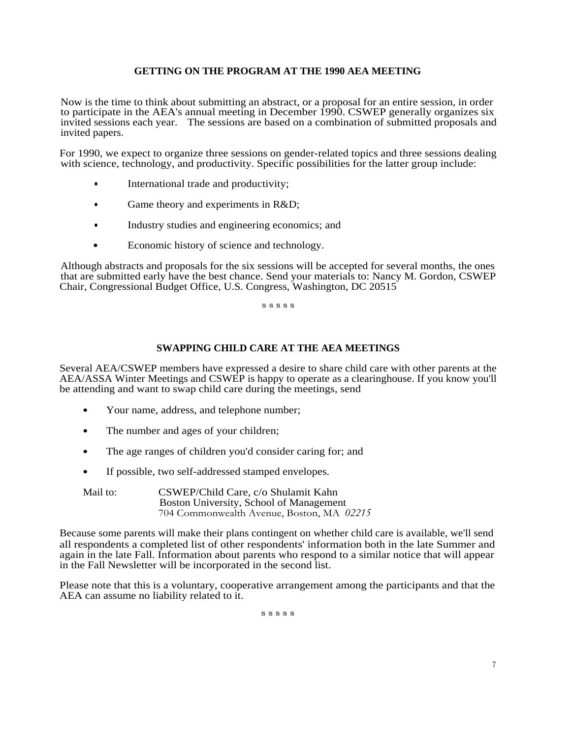## GETTING ON THE PROGRAM AT THE 1990 AEA MEETING

Now is the time to think about submitting an abstract, or a proposal for an entire session, in order to participate in the AEA's annual meeting in December 1990. CSWEP generally organizes six invited sessions each year. The sessions are based on a combination of submitted proposals and invited papers.

For 1990, we expect to organize three sessions on gender-related topics and three sessions dealing with science, technology, and productivity. Specific possibilities for the latter group include:

- International trade and productivity;
- Game theory and experiments in R&D;
- Industry studies and engineering economics; and
- Economic history of science and technology.

Although abstracts and proposals for the six sessions will be accepted for several months, the ones that are submitted early have the best chance. Send your materials to: Nancy M. Gordon, CSWEP Chair, Congressional Budget Office, U.S. Congress, Washington, DC 20515

s s s s s

## SWAPPING CHILD CARE AT THE AEA MEETINGS

Several AEA/CSWEP members have expressed a desire to share child care with other parents at the AEA/ASSA Winter Meetings and CSWEP is happy to operate as a clearinghouse. If you know you'll be attending and want to swap child care during the meetings, send

- Your name, address, and telephone number;
- The number and ages of your children;
- The age ranges of children you'd consider caring for; and
- If possible, two self-addressed stamped envelopes.

Mail to: CSWEP/Child Care, c/o Shulamit Kahn
Boston University, School of Management
704 Commonwealth Avenue, Boston, MA 02215

Because some parents will make their plans contingent on whether child care is available, we'll send all respondents a completed list of other respondents' information both in the late Summer and again in the late Fall. Information about parents who respond to a similar notice that will appear in the Fall Newsletter will be incorporated in the second list.

Please note that this is a voluntary, cooperative arrangement among the participants and that the AEA can assume no liability related to it.

s s s s s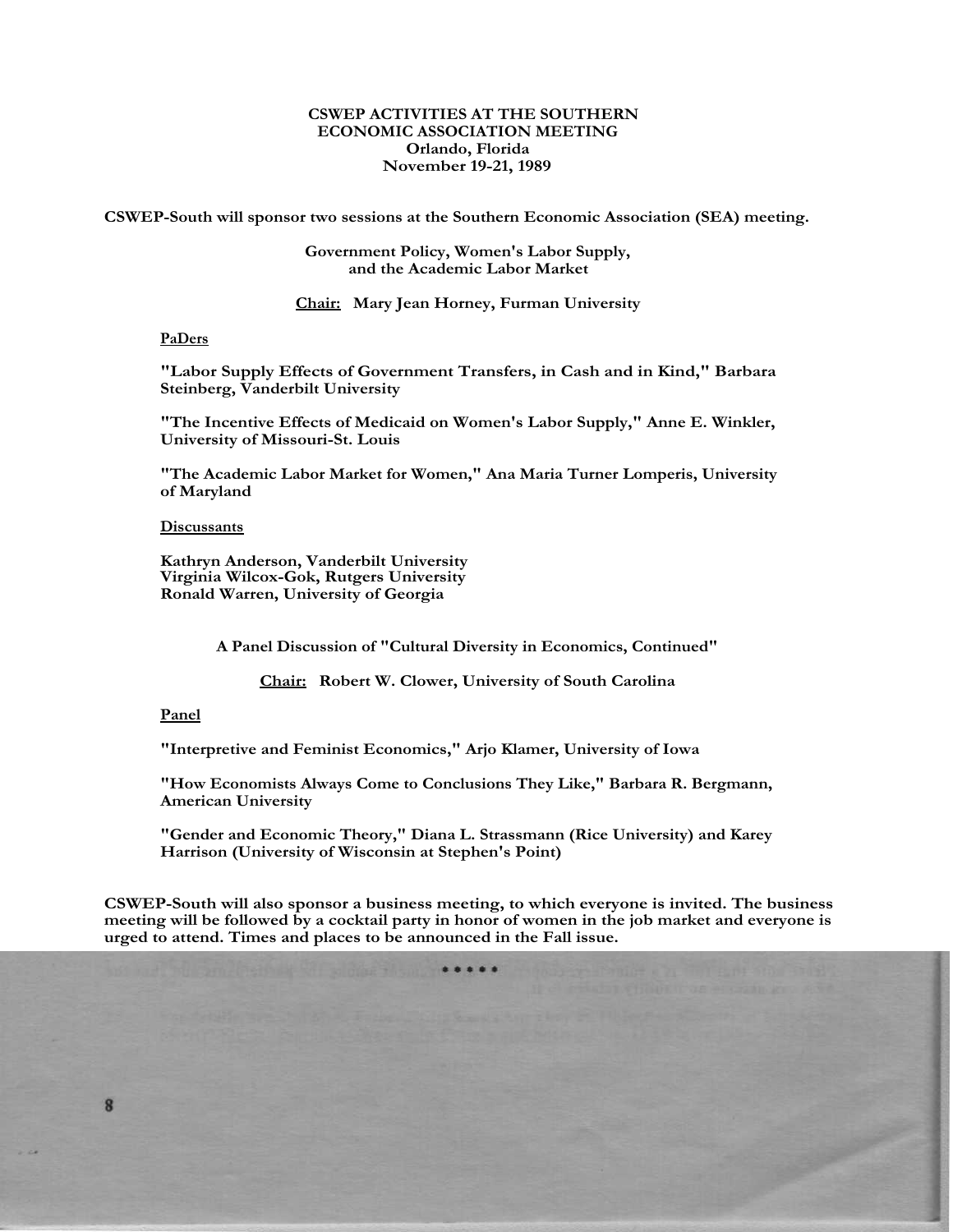# CSWEP ACTIVITIES AT THE SOUTHERN ECONOMIC ASSOCIATION MEETING
## Orlando, Florida
## November 19-21, 1989

**CSWEP-South will sponsor two sessions at the Southern Economic Association (SEA) meeting.**

### Government Policy, Women's Labor Supply, and the Academic Labor Market

**Chair:** **Mary Jean Horney, Furman University**

**PaDers**

**"Labor Supply Effects of Government Transfers, in Cash and in Kind," Barbara Steinberg, Vanderbilt University**

**"The Incentive Effects of Medicaid on Women's Labor Supply," Anne E. Winkler, University of Missouri-St. Louis**

**"The Academic Labor Market for Women," Ana Maria Turner Lomperis, University of Maryland**

**Discussants**

**Kathryn Anderson, Vanderbilt University**
**Virginia Wilcox-Gok, Rutgers University**
**Ronald Warren, University of Georgia**

### A Panel Discussion of "Cultural Diversity in Economics, Continued"

**Chair:** **Robert W. Clower, University of South Carolina**

**Panel**

**"Interpretive and Feminist Economics," Arjo Klamer, University of Iowa**

**"How Economists Always Come to Conclusions They Like," Barbara R. Bergmann, American University**

**"Gender and Economic Theory," Diana L. Strassmann (Rice University) and Karey Harrison (University of Wisconsin at Stephen's Point)**

**CSWEP-South will also sponsor a business meeting, to which everyone is invited. The business meeting will be followed by a cocktail party in honor of women in the job market and everyone is urged to attend. Times and places to be announced in the Fall issue.**

\*\*\*\*\*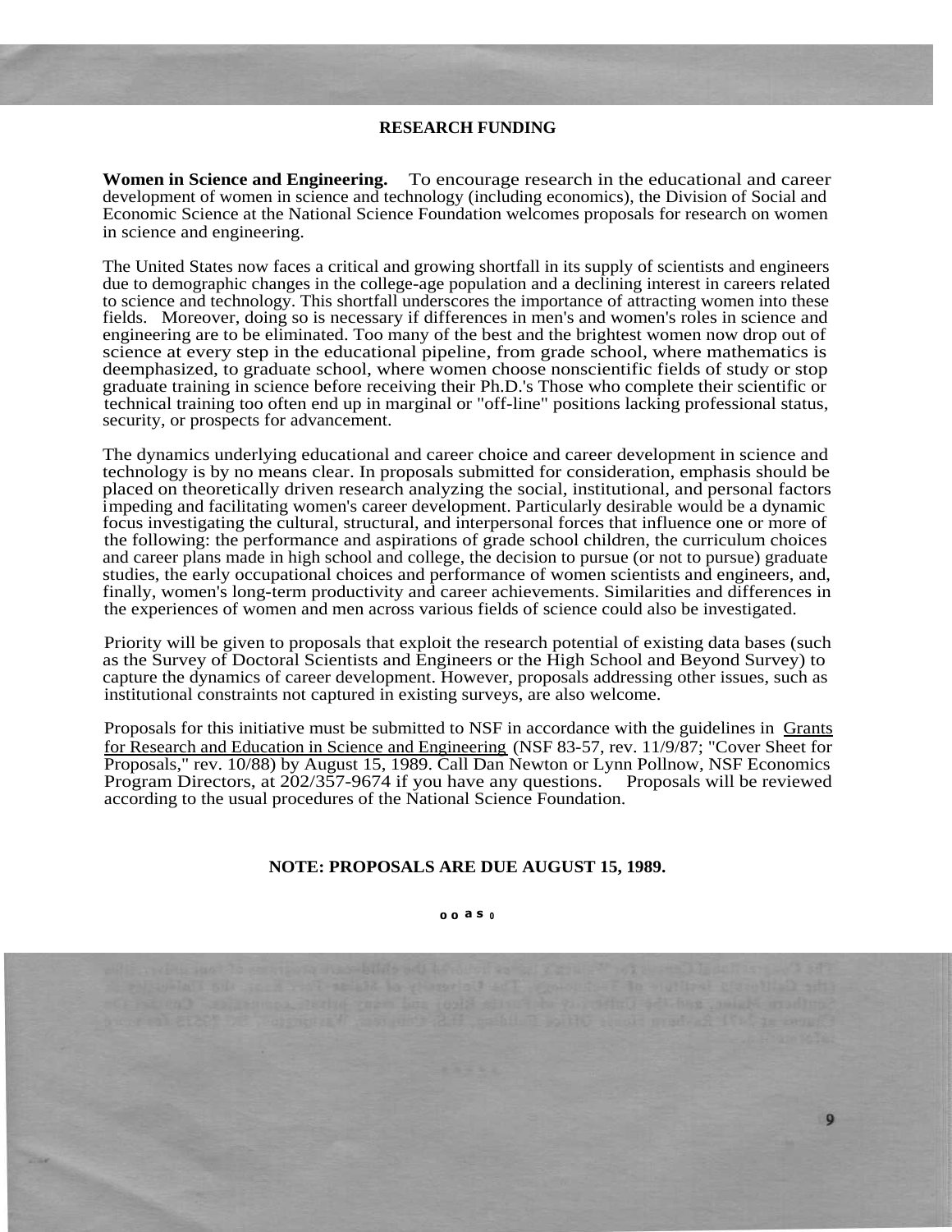## RESEARCH FUNDING

**Women in Science and Engineering.** To encourage research in the educational and career development of women in science and technology (including economics), the Division of Social and Economic Science at the National Science Foundation welcomes proposals for research on women in science and engineering.

The United States now faces a critical and growing shortfall in its supply of scientists and engineers due to demographic changes in the college-age population and a declining interest in careers related to science and technology. This shortfall underscores the importance of attracting women into these fields. Moreover, doing so is necessary if differences in men's and women's roles in science and engineering are to be eliminated. Too many of the best and the brightest women now drop out of science at every step in the educational pipeline, from grade school, where mathematics is deemphasized, to graduate school, where women choose nonscientific fields of study or stop graduate training in science before receiving their Ph.D.'s Those who complete their scientific or technical training too often end up in marginal or "off-line" positions lacking professional status, security, or prospects for advancement.

The dynamics underlying educational and career choice and career development in science and technology is by no means clear. In proposals submitted for consideration, emphasis should be placed on theoretically driven research analyzing the social, institutional, and personal factors impeding and facilitating women's career development. Particularly desirable would be a dynamic focus investigating the cultural, structural, and interpersonal forces that influence one or more of the following: the performance and aspirations of grade school children, the curriculum choices and career plans made in high school and college, the decision to pursue (or not to pursue) graduate studies, the early occupational choices and performance of women scientists and engineers, and, finally, women's long-term productivity and career achievements. Similarities and differences in the experiences of women and men across various fields of science could also be investigated.

Priority will be given to proposals that exploit the research potential of existing data bases (such as the Survey of Doctoral Scientists and Engineers or the High School and Beyond Survey) to capture the dynamics of career development. However, proposals addressing other issues, such as institutional constraints not captured in existing surveys, are also welcome.

Proposals for this initiative must be submitted to NSF in accordance with the guidelines in Grants for Research and Education in Science and Engineering (NSF 83-57, rev. 11/9/87; "Cover Sheet for Proposals," rev. 10/88) by August 15, 1989. Call Dan Newton or Lynn Pollnow, NSF Economics Program Directors, at 202/357-9674 if you have any questions. Proposals will be reviewed according to the usual procedures of the National Science Foundation.

**NOTE: PROPOSALS ARE DUE AUGUST 15, 1989.**

o o a s o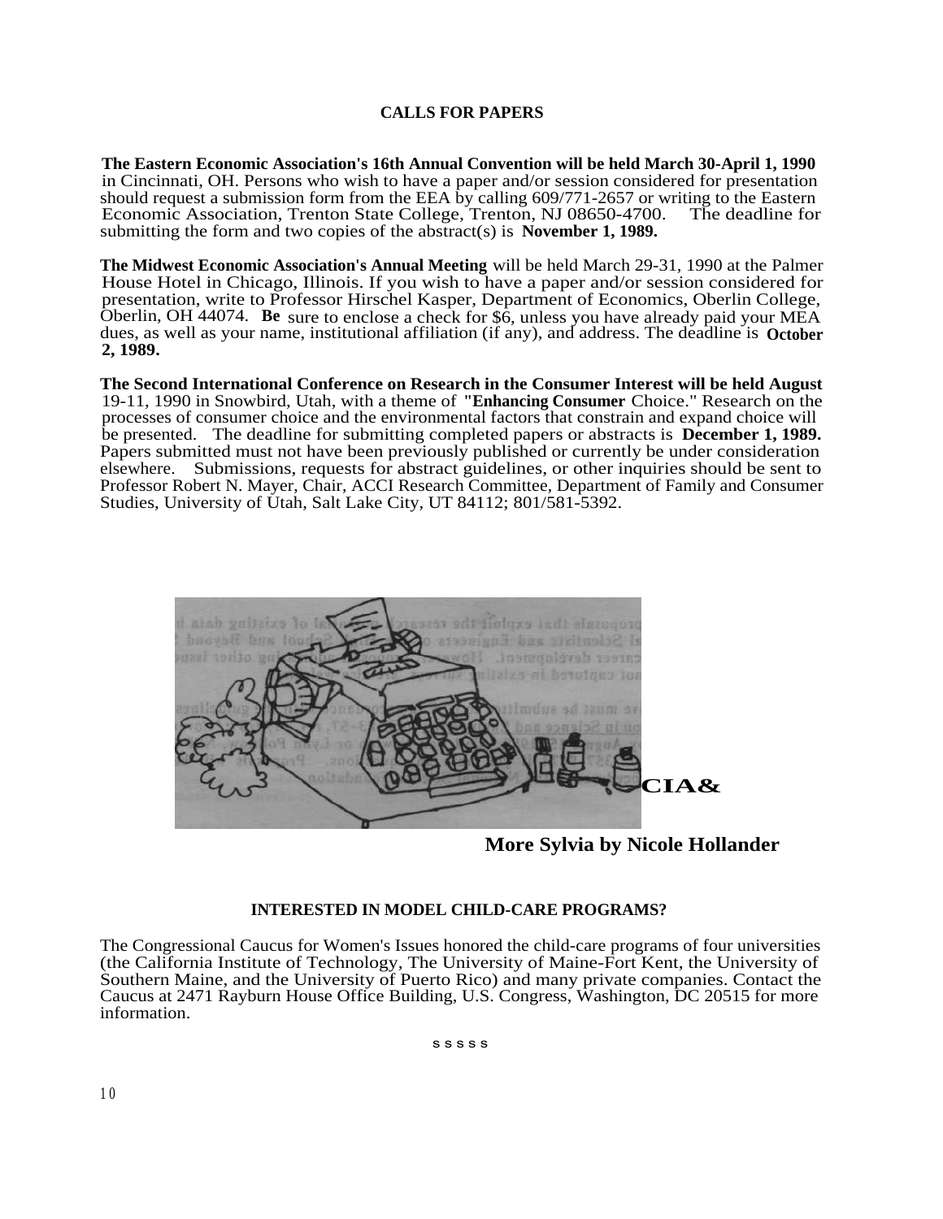## CALLS FOR PAPERS

**The Eastern Economic Association's 16th Annual Convention will be held March 30-April 1, 1990** in Cincinnati, OH. Persons who wish to have a paper and/or session considered for presentation should request a submission form from the EEA by calling 609/771-2657 or writing to the Eastern Economic Association, Trenton State College, Trenton, NJ 08650-4700. The deadline for submitting the form and two copies of the abstract(s) is **November 1, 1989.**

**The Midwest Economic Association's Annual Meeting** will be held March 29-31, 1990 at the Palmer House Hotel in Chicago, Illinois. If you wish to have a paper and/or session considered for presentation, write to Professor Hirschel Kasper, Department of Economics, Oberlin College, Oberlin, OH 44074. Be sure to enclose a check for $6, unless you have already paid your MEA dues, as well as your name, institutional affiliation (if any), and address. The deadline is **October 2, 1989.**

**The Second International Conference on Research in the Consumer Interest will be held August** 19-11, 1990 in Snowbird, Utah, with a theme of "**Enhancing Consumer** Choice." Research on the processes of consumer choice and the environmental factors that constrain and expand choice will be presented. The deadline for submitting completed papers or abstracts is **December 1, 1989.** Papers submitted must not have been previously published or currently be under consideration elsewhere. Submissions, requests for abstract guidelines, or other inquiries should be sent to Professor Robert N. Mayer, Chair, ACCI Research Committee, Department of Family and Consumer Studies, University of Utah, Salt Lake City, UT 84112; 801/581-5392.

**More Sylvia by Nicole Hollander**

### INTERESTED IN MODEL CHILD-CARE PROGRAMS?

The Congressional Caucus for Women's Issues honored the child-care programs of four universities (the California Institute of Technology, The University of Maine-Fort Kent, the University of Southern Maine, and the University of Puerto Rico) and many private companies. Contact the Caucus at 2471 Rayburn House Office Building, U.S. Congress, Washington, DC 20515 for more information.

s s s s s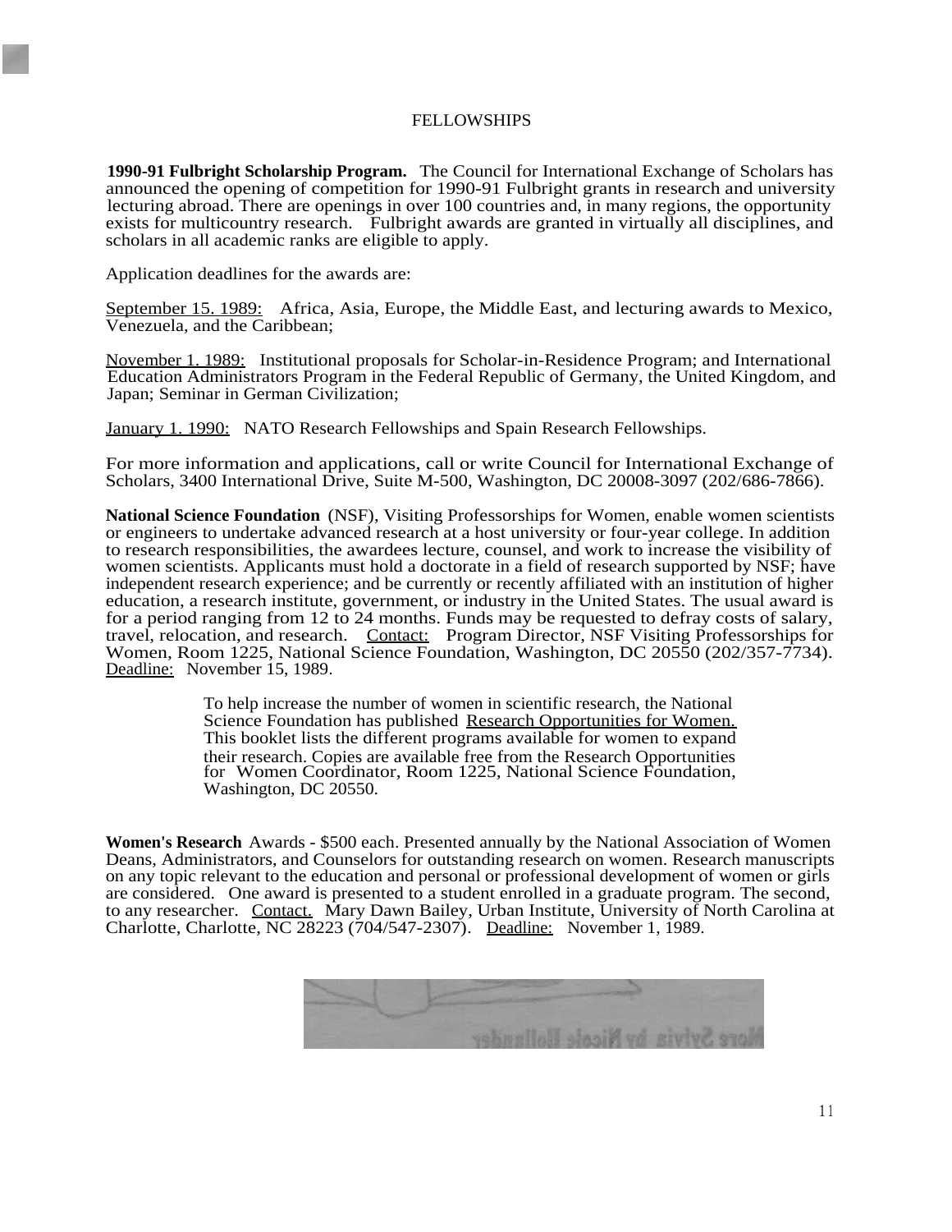# FELLOWSHIPS

**1990-91 Fulbright Scholarship Program.** The Council for International Exchange of Scholars has announced the opening of competition for 1990-91 Fulbright grants in research and university lecturing abroad. There are openings in over 100 countries and, in many regions, the opportunity exists for multicountry research. Fulbright awards are granted in virtually all disciplines, and scholars in all academic ranks are eligible to apply.

Application deadlines for the awards are:

September 15. 1989: Africa, Asia, Europe, the Middle East, and lecturing awards to Mexico, Venezuela, and the Caribbean;

November 1. 1989: Institutional proposals for Scholar-in-Residence Program; and International Education Administrators Program in the Federal Republic of Germany, the United Kingdom, and Japan; Seminar in German Civilization;

January 1. 1990: NATO Research Fellowships and Spain Research Fellowships.

For more information and applications, call or write Council for International Exchange of Scholars, 3400 International Drive, Suite M-500, Washington, DC 20008-3097 (202/686-7866).

**National Science Foundation** (NSF), Visiting Professorships for Women, enable women scientists or engineers to undertake advanced research at a host university or four-year college. In addition to research responsibilities, the awardees lecture, counsel, and work to increase the visibility of women scientists. Applicants must hold a doctorate in a field of research supported by NSF; have independent research experience; and be currently or recently affiliated with an institution of higher education, a research institute, government, or industry in the United States. The usual award is for a period ranging from 12 to 24 months. Funds may be requested to defray costs of salary, travel, relocation, and research. Contact: Program Director, NSF Visiting Professorships for Women, Room 1225, National Science Foundation, Washington, DC 20550 (202/357-7734). Deadline: November 15, 1989.

> To help increase the number of women in scientific research, the National Science Foundation has published Research Opportunities for Women. This booklet lists the different programs available for women to expand their research. Copies are available free from the Research Opportunities for Women Coordinator, Room 1225, National Science Foundation, Washington, DC 20550.

**Women's Research** Awards - $500 each. Presented annually by the National Association of Women Deans, Administrators, and Counselors for outstanding research on women. Research manuscripts on any topic relevant to the education and personal or professional development of women or girls are considered. One award is presented to a student enrolled in a graduate program. The second, to any researcher. Contact. Mary Dawn Bailey, Urban Institute, University of North Carolina at Charlotte, Charlotte, NC 28223 (704/547-2307). Deadline: November 1, 1989.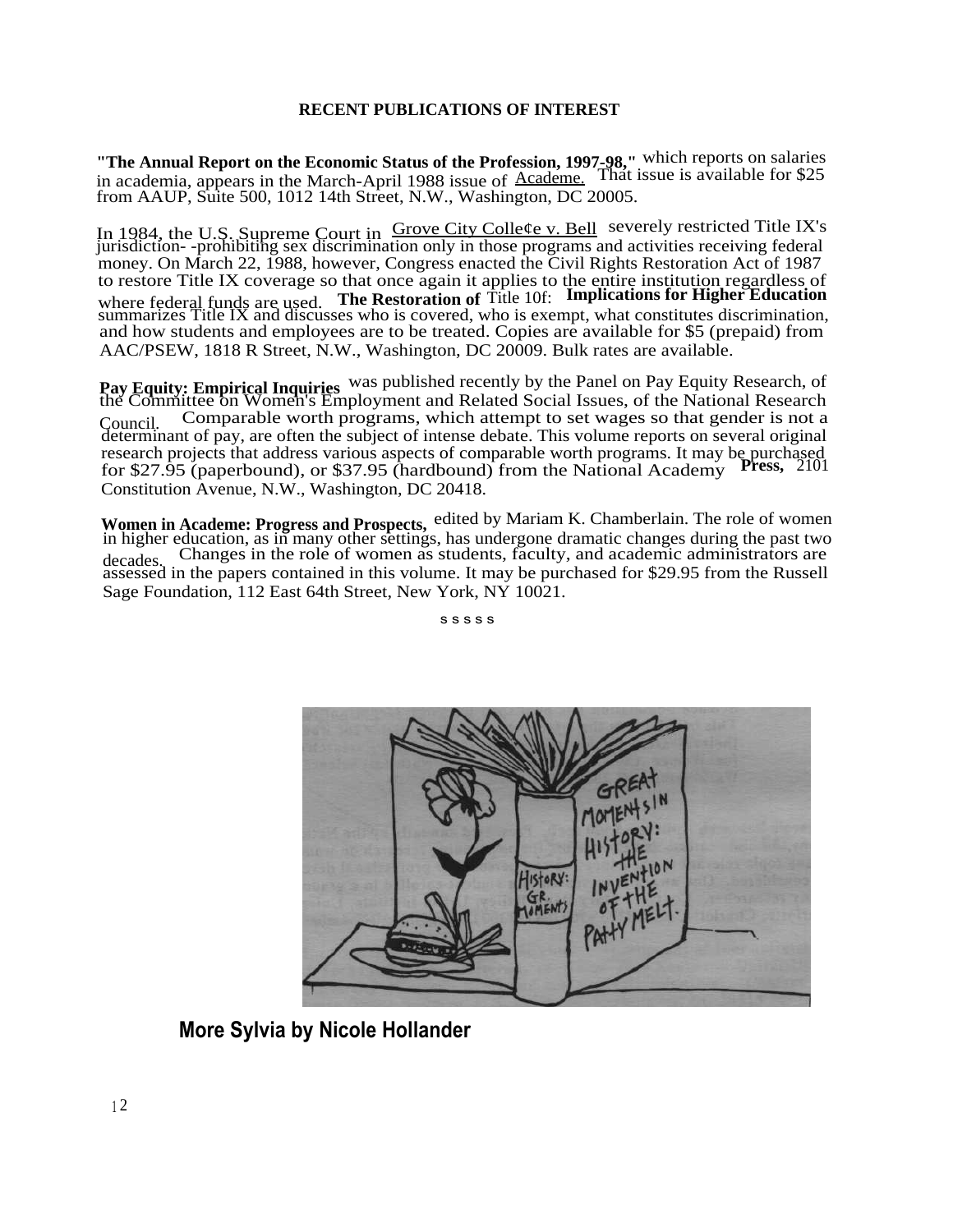**RECENT PUBLICATIONS OF INTEREST**

**"The Annual Report on the Economic Status of the Profession, 1997-98,"** which reports on salaries in academia, appears in the March-April 1988 issue of Academe. That issue is available for $25 from AAUP, Suite 500, 1012 14th Street, N.W., Washington, DC 20005.

In 1984, the U.S. Supreme Court in Grove City College v. Bell severely restricted Title IX's jurisdiction- -prohibiting sex discrimination only in those programs and activities receiving federal money. On March 22, 1988, however, Congress enacted the Civil Rights Restoration Act of 1987 to restore Title IX coverage so that once again it applies to the entire institution regardless of where federal funds are used. **The Restoration of** Title 10f: **Implications for Higher Education** summarizes Title IX and discusses who is covered, who is exempt, what constitutes discrimination, and how students and employees are to be treated. Copies are available for $5 (prepaid) from AAC/PSEW, 1818 R Street, N.W., Washington, DC 20009. Bulk rates are available.

**Pay Equity: Empirical Inquiries** was published recently by the Panel on Pay Equity Research, of the Committee on Women's Employment and Related Social Issues, of the National Research Council. Comparable worth programs, which attempt to set wages so that gender is not a determinant of pay, are often the subject of intense debate. This volume reports on several original research projects that address various aspects of comparable worth programs. It may be purchased for $27.95 (paperbound), or $37.95 (hardbound) from the National Academy **Press,** 2101 Constitution Avenue, N.W., Washington, DC 20418.

**Women in Academe: Progress and Prospects,** edited by Mariam K. Chamberlain. The role of women in higher education, as in many other settings, has undergone dramatic changes during the past two decades. Changes in the role of women as students, faculty, and academic administrators are assessed in the papers contained in this volume. It may be purchased for $29.95 from the Russell Sage Foundation, 112 East 64th Street, New York, NY 10021.

s s s s s

**More Sylvia by Nicole Hollander**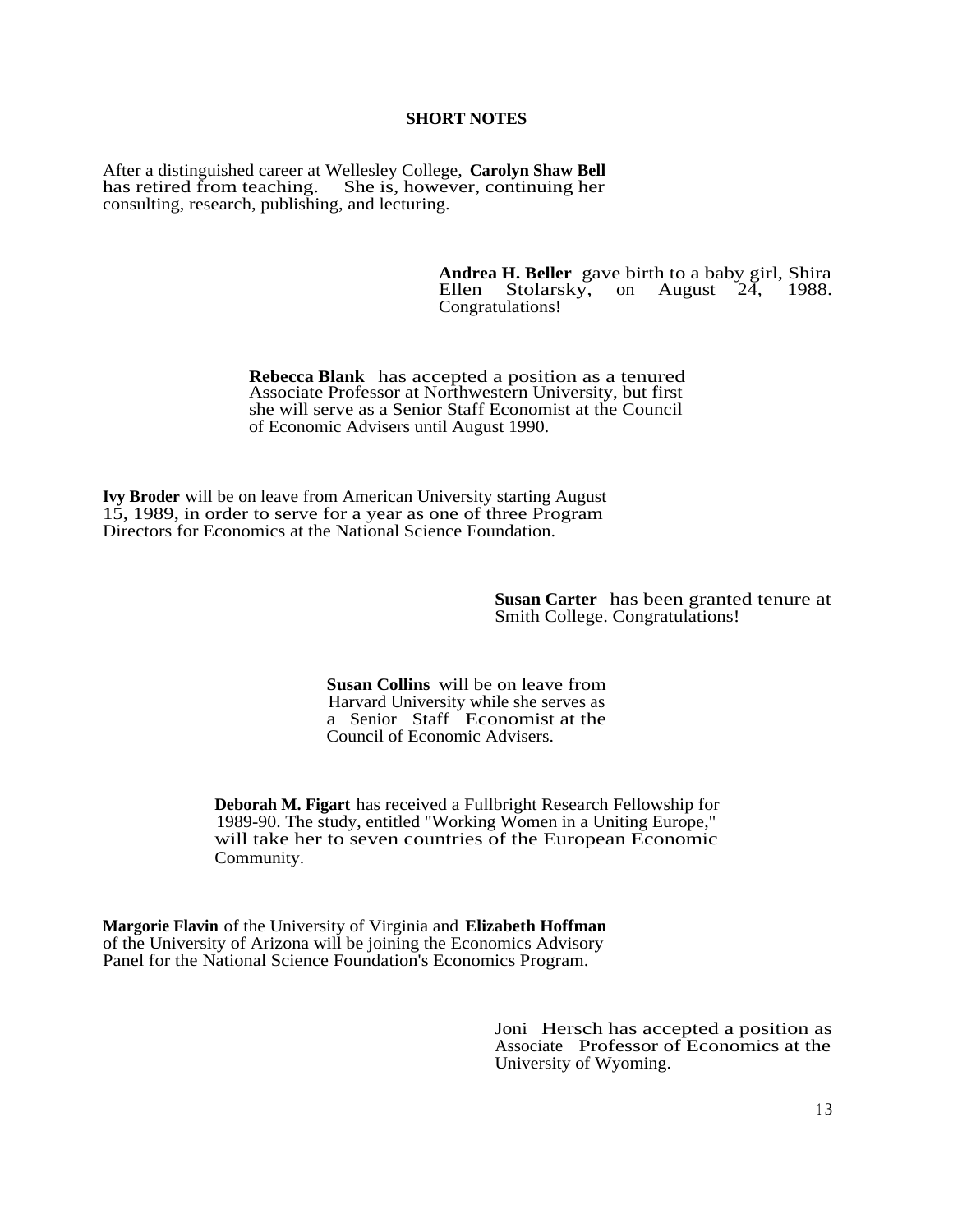## SHORT NOTES

After a distinguished career at Wellesley College, **Carolyn Shaw Bell** has retired from teaching. She is, however, continuing her consulting, research, publishing, and lecturing.

**Andrea H. Beller** gave birth to a baby girl, Shira Ellen Stolarsky, on August 24, 1988. Congratulations!

**Rebecca Blank** has accepted a position as a tenured Associate Professor at Northwestern University, but first she will serve as a Senior Staff Economist at the Council of Economic Advisers until August 1990.

**Ivy Broder** will be on leave from American University starting August 15, 1989, in order to serve for a year as one of three Program Directors for Economics at the National Science Foundation.

**Susan Carter** has been granted tenure at Smith College. Congratulations!

**Susan Collins** will be on leave from Harvard University while she serves as a Senior Staff Economist at the Council of Economic Advisers.

**Deborah M. Figart** has received a Fullbright Research Fellowship for 1989-90. The study, entitled "Working Women in a Uniting Europe," will take her to seven countries of the European Economic Community.

**Margorie Flavin** of the University of Virginia and **Elizabeth Hoffman** of the University of Arizona will be joining the Economics Advisory Panel for the National Science Foundation's Economics Program.

Joni Hersch has accepted a position as Associate Professor of Economics at the University of Wyoming.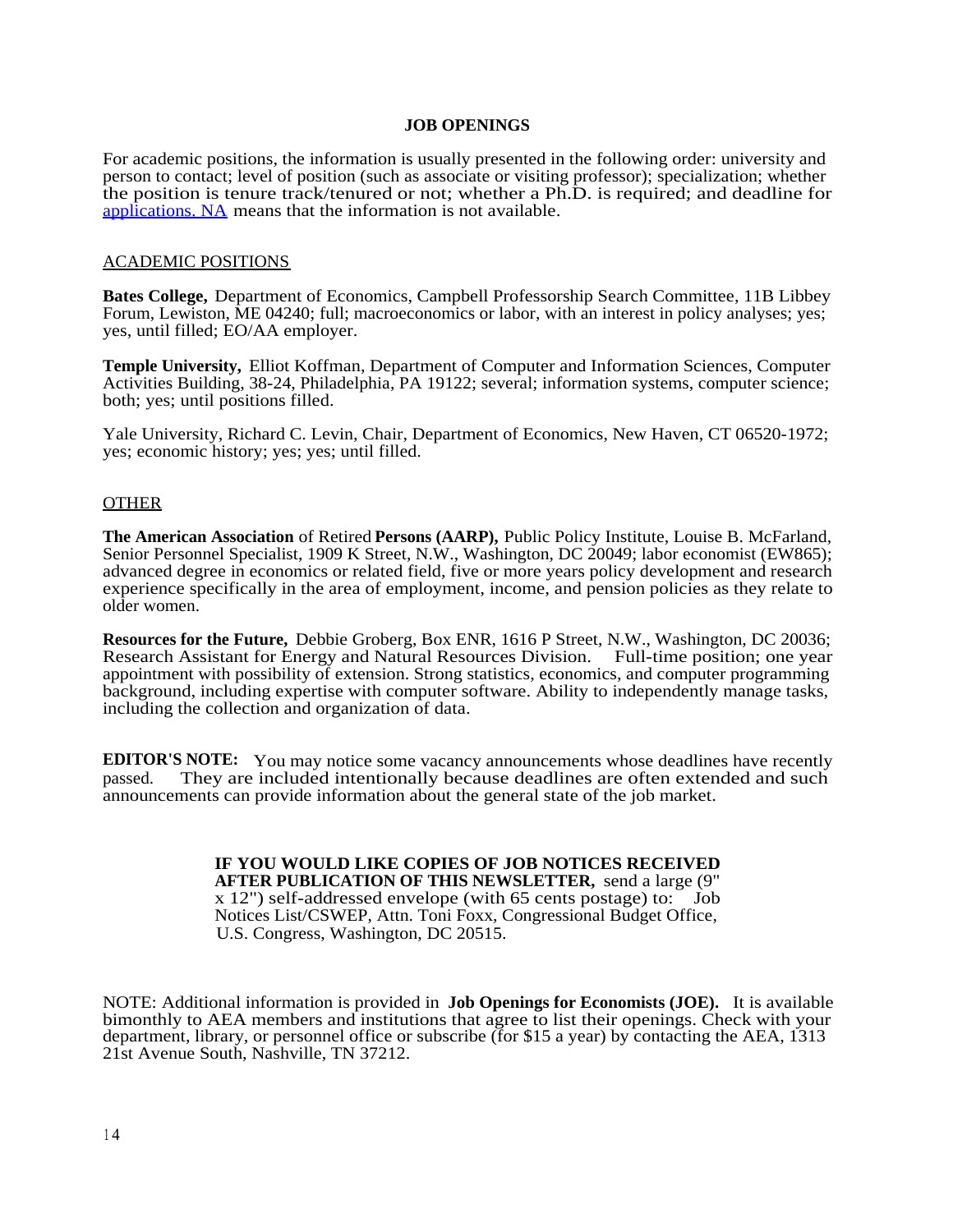## JOB OPENINGS

For academic positions, the information is usually presented in the following order: university and person to contact; level of position (such as associate or visiting professor); specialization; whether the position is tenure track/tenured or not; whether a Ph.D. is required; and deadline for applications. NA means that the information is not available.

### ACADEMIC POSITIONS

**Bates College,** Department of Economics, Campbell Professorship Search Committee, 11B Libbey Forum, Lewiston, ME 04240; full; macroeconomics or labor, with an interest in policy analyses; yes; yes, until filled; EO/AA employer.

**Temple University,** Elliot Koffman, Department of Computer and Information Sciences, Computer Activities Building, 38-24, Philadelphia, PA 19122; several; information systems, computer science; both; yes; until positions filled.

Yale University, Richard C. Levin, Chair, Department of Economics, New Haven, CT 06520-1972; yes; economic history; yes; yes; until filled.

### OTHER

**The American Association** of Retired **Persons (AARP),** Public Policy Institute, Louise B. McFarland, Senior Personnel Specialist, 1909 K Street, N.W., Washington, DC 20049; labor economist (EW865); advanced degree in economics or related field, five or more years policy development and research experience specifically in the area of employment, income, and pension policies as they relate to older women.

**Resources for the Future,** Debbie Groberg, Box ENR, 1616 P Street, N.W., Washington, DC 20036; Research Assistant for Energy and Natural Resources Division. Full-time position; one year appointment with possibility of extension. Strong statistics, economics, and computer programming background, including expertise with computer software. Ability to independently manage tasks, including the collection and organization of data.

**EDITOR'S NOTE:** You may notice some vacancy announcements whose deadlines have recently passed. They are included intentionally because deadlines are often extended and such announcements can provide information about the general state of the job market.

**IF YOU WOULD LIKE COPIES OF JOB NOTICES RECEIVED AFTER PUBLICATION OF THIS NEWSLETTER,** send a large (9" x 12") self-addressed envelope (with 65 cents postage) to: Job Notices List/CSWEP, Attn. Toni Foxx, Congressional Budget Office, U.S. Congress, Washington, DC 20515.

NOTE: Additional information is provided in **Job Openings for Economists (JOE).** It is available bimonthly to AEA members and institutions that agree to list their openings. Check with your department, library, or personnel office or subscribe (for $15 a year) by contacting the AEA, 1313 21st Avenue South, Nashville, TN 37212.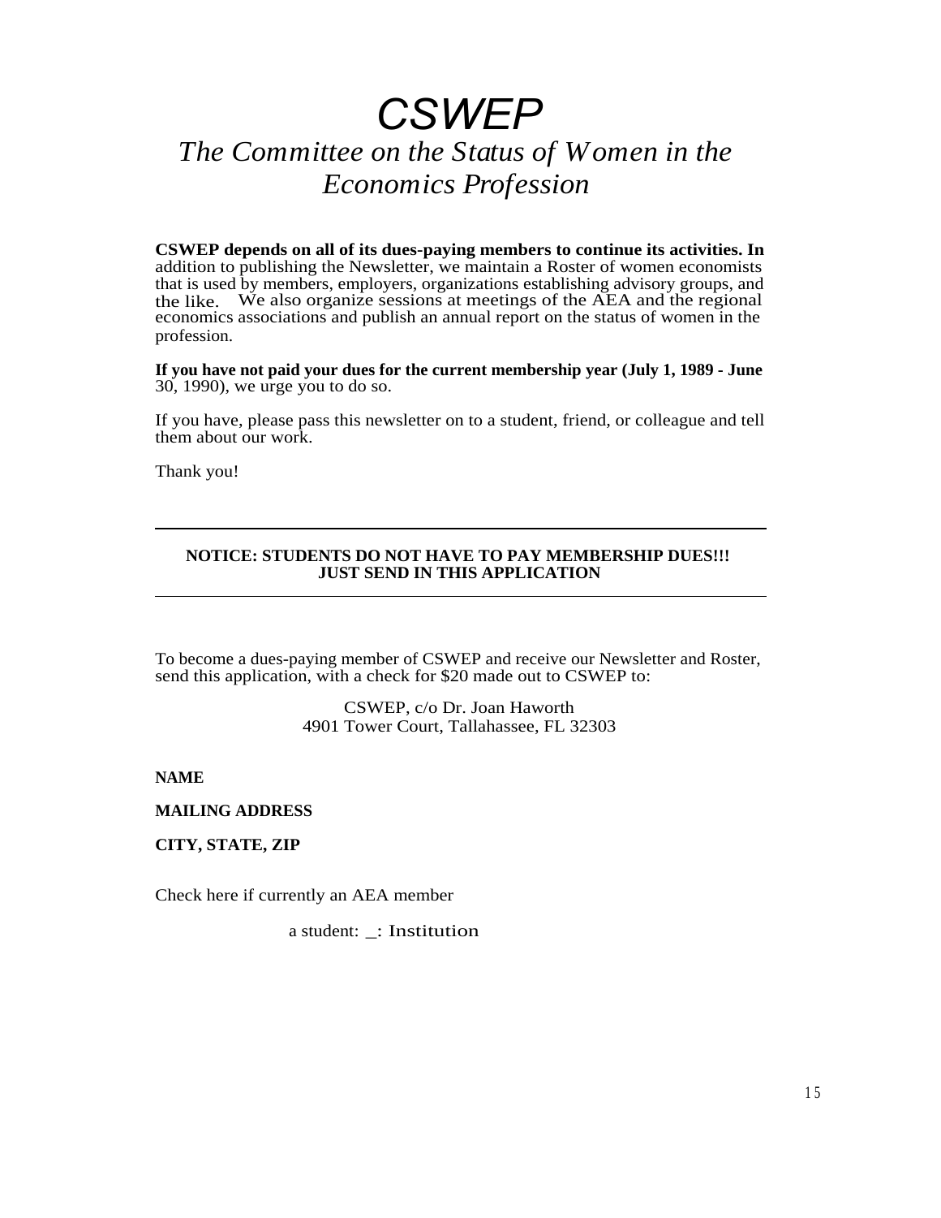# CSWEP

## *The Committee on the Status of Women in the Economics Profession*

**CSWEP depends on all of its dues-paying members to continue its activities. In** addition to publishing the Newsletter, we maintain a Roster of women economists that is used by members, employers, organizations establishing advisory groups, and the like. We also organize sessions at meetings of the AEA and the regional economics associations and publish an annual report on the status of women in the profession.

**If you have not paid your dues for the current membership year (July 1, 1989 - June** 30, 1990), we urge you to do so.

If you have, please pass this newsletter on to a student, friend, or colleague and tell them about our work.

Thank you!

---

**NOTICE: STUDENTS DO NOT HAVE TO PAY MEMBERSHIP DUES!!!**
**JUST SEND IN THIS APPLICATION**

---

To become a dues-paying member of CSWEP and receive our Newsletter and Roster, send this application, with a check for $20 made out to CSWEP to:

CSWEP, c/o Dr. Joan Haworth
4901 Tower Court, Tallahassee, FL 32303

**NAME**

**MAILING ADDRESS**

**CITY, STATE, ZIP**

Check here if currently an AEA member

a student: _: Institution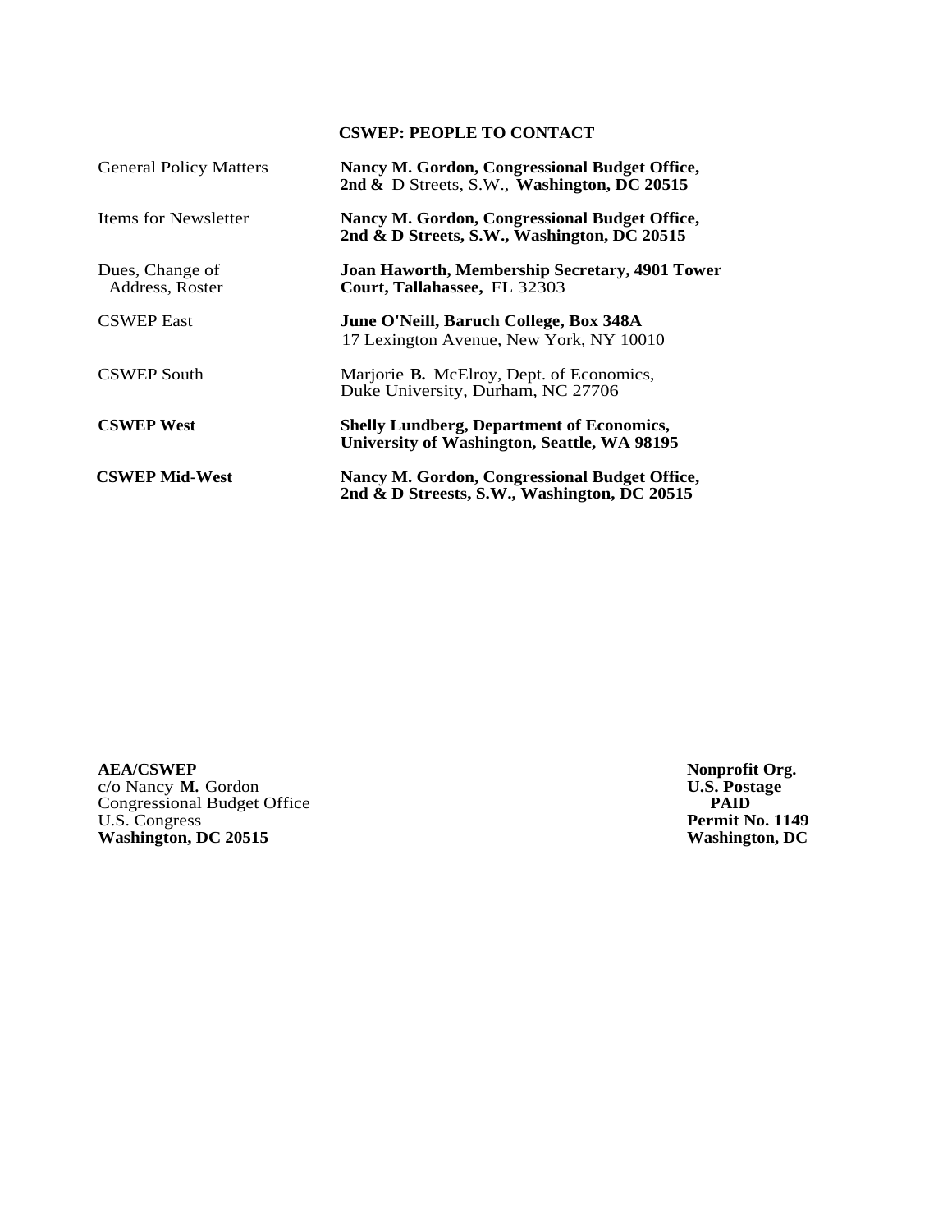## CSWEP: PEOPLE TO CONTACT

| | |
|---|---|
| General Policy Matters | **Nancy M. Gordon, Congressional Budget Office, 2nd &** D Streets, S.W., **Washington, DC 20515** |
| Items for Newsletter | **Nancy M. Gordon, Congressional Budget Office, 2nd & D Streets, S.W., Washington, DC 20515** |
| Dues, Change of Address, Roster | **Joan Haworth, Membership Secretary, 4901 Tower Court, Tallahassee,** FL 32303 |
| CSWEP East | **June O'Neill, Baruch College, Box 348A** 17 Lexington Avenue, New York, NY 10010 |
| CSWEP South | Marjorie **B.** McElroy, Dept. of Economics, Duke University, Durham, NC 27706 |
| **CSWEP West** | **Shelly Lundberg, Department of Economics, University of Washington, Seattle, WA 98195** |
| **CSWEP Mid-West** | **Nancy M. Gordon, Congressional Budget Office, 2nd & D Streests, S.W., Washington, DC 20515** |

**AEA/CSWEP**
c/o Nancy **M.** Gordon
Congressional Budget Office
U.S. Congress
**Washington, DC 20515**

**Nonprofit Org.**
**U.S. Postage**
**PAID**
**Permit No. 1149**
**Washington, DC**